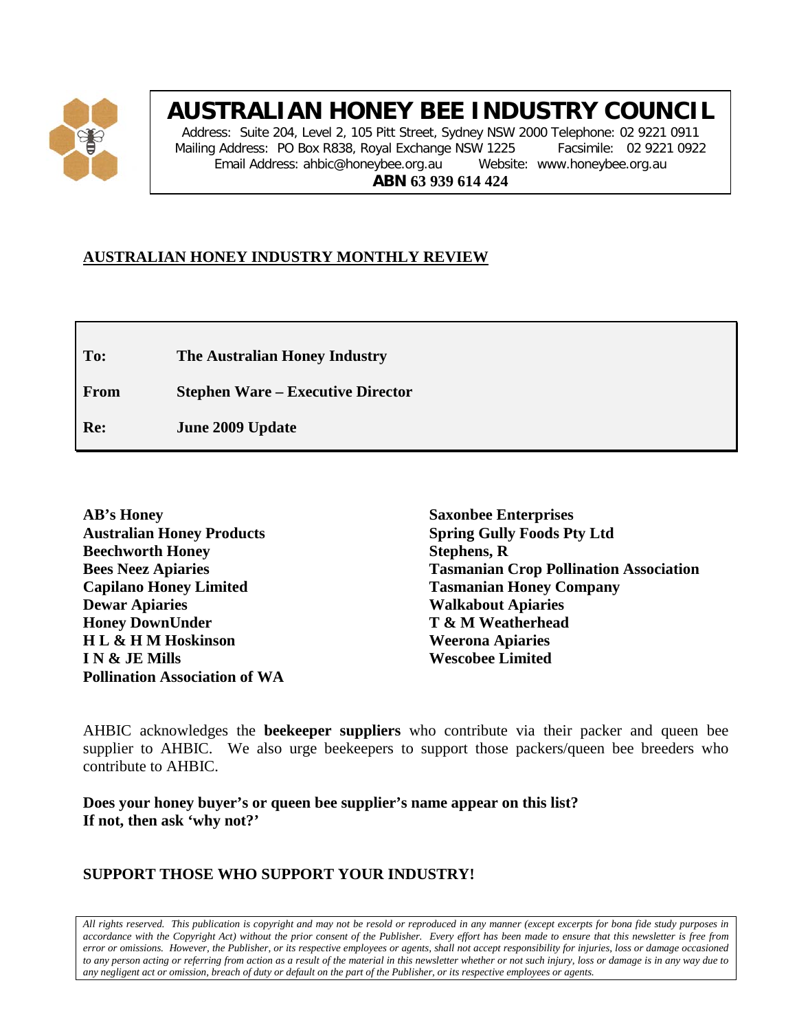# AUSTRALIAN HONEY BEE INDUSTRY COUNCIL

Address: Suite 204, Level 2, 105 Pitt Street, Sydney NSW 2000 Telephone: 02 9221 0911
Mailing Address: PO Box R838, Royal Exchange NSW 1225 Facsimile: 02 9221 0922
Email Address: ahbic@honeybee.org.au Website: www.honeybee.org.au
**ABN 63 939 614 424**

## AUSTRALIAN HONEY INDUSTRY MONTHLY REVIEW

| | |
|---|---|
| **To:** | **The Australian Honey Industry** |
| **From** | **Stephen Ware – Executive Director** |
| **Re:** | **June 2009 Update** |

**AB's Honey**
**Australian Honey Products**
**Beechworth Honey**
**Bees Neez Apiaries**
**Capilano Honey Limited**
**Dewar Apiaries**
**Honey DownUnder**
**H L & H M Hoskinson**
**I N & JE Mills**
**Pollination Association of WA**
**Saxonbee Enterprises**
**Spring Gully Foods Pty Ltd**
**Stephens, R**
**Tasmanian Crop Pollination Association**
**Tasmanian Honey Company**
**Walkabout Apiaries**
**T & M Weatherhead**
**Weerona Apiaries**
**Wescobee Limited**

AHBIC acknowledges the **beekeeper suppliers** who contribute via their packer and queen bee supplier to AHBIC. We also urge beekeepers to support those packers/queen bee breeders who contribute to AHBIC.

**Does your honey buyer's or queen bee supplier's name appear on this list?**
**If not, then ask 'why not?'**

**SUPPORT THOSE WHO SUPPORT YOUR INDUSTRY!**

*All rights reserved. This publication is copyright and may not be resold or reproduced in any manner (except excerpts for bona fide study purposes in accordance with the Copyright Act) without the prior consent of the Publisher. Every effort has been made to ensure that this newsletter is free from error or omissions. However, the Publisher, or its respective employees or agents, shall not accept responsibility for injuries, loss or damage occasioned to any person acting or referring from action as a result of the material in this newsletter whether or not such injury, loss or damage is in any way due to any negligent act or omission, breach of duty or default on the part of the Publisher, or its respective employees or agents.*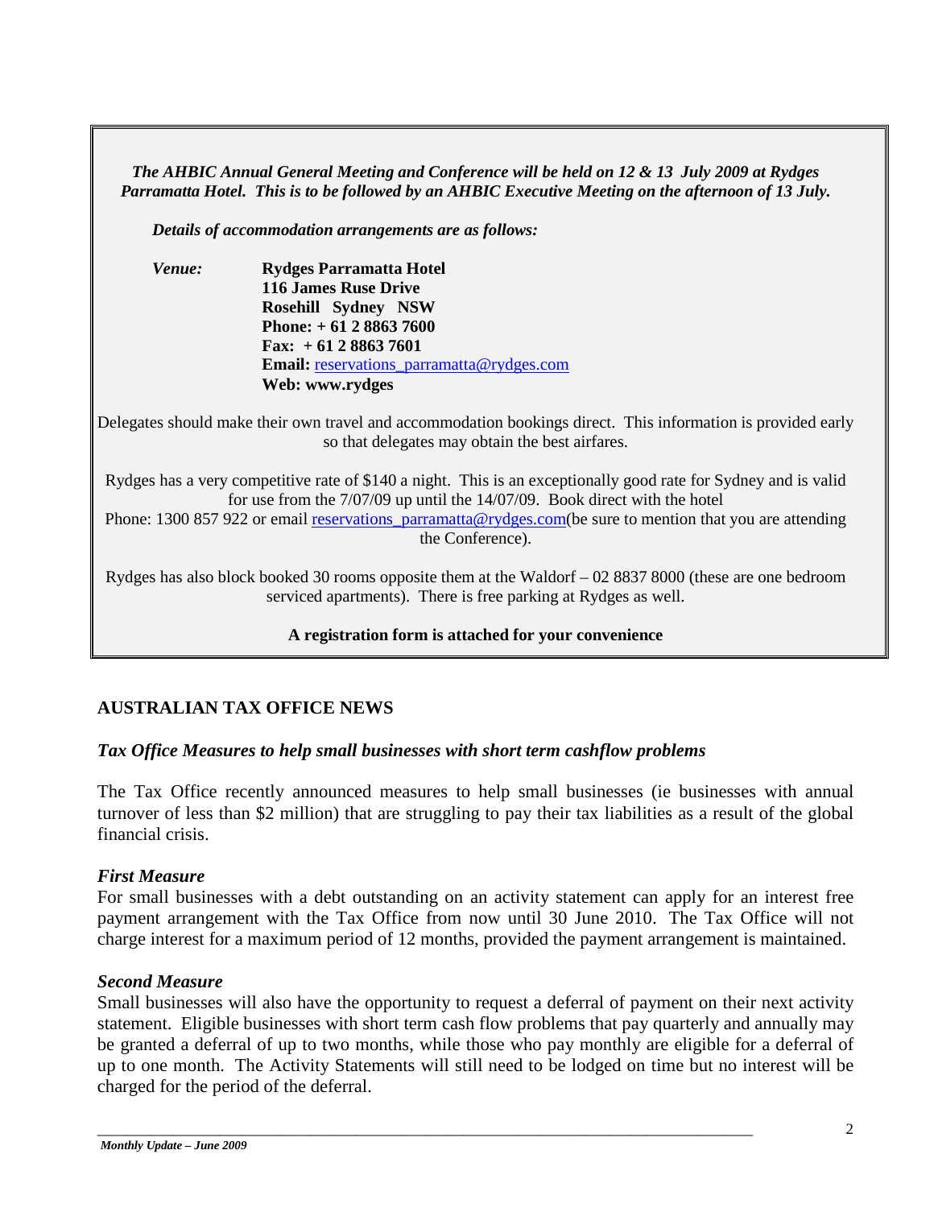***The AHBIC Annual General Meeting and Conference will be held on 12 & 13 July 2009 at Rydges Parramatta Hotel. This is to be followed by an AHBIC Executive Meeting on the afternoon of 13 July.***

***Details of accommodation arrangements are as follows:***

***Venue:*** **Rydges Parramatta Hotel**
**116 James Ruse Drive**
**Rosehill Sydney NSW**
**Phone: + 61 2 8863 7600**
**Fax: + 61 2 8863 7601**
**Email:** reservations_parramatta@rydges.com
**Web: www.rydges**

Delegates should make their own travel and accommodation bookings direct. This information is provided early so that delegates may obtain the best airfares.

Rydges has a very competitive rate of $140 a night. This is an exceptionally good rate for Sydney and is valid for use from the 7/07/09 up until the 14/07/09. Book direct with the hotel
Phone: 1300 857 922 or email reservations_parramatta@rydges.com(be sure to mention that you are attending the Conference).

Rydges has also block booked 30 rooms opposite them at the Waldorf – 02 8837 8000 (these are one bedroom serviced apartments). There is free parking at Rydges as well.

**A registration form is attached for your convenience**

## AUSTRALIAN TAX OFFICE NEWS

### *Tax Office Measures to help small businesses with short term cashflow problems*

The Tax Office recently announced measures to help small businesses (ie businesses with annual turnover of less than $2 million) that are struggling to pay their tax liabilities as a result of the global financial crisis.

#### *First Measure*

For small businesses with a debt outstanding on an activity statement can apply for an interest free payment arrangement with the Tax Office from now until 30 June 2010. The Tax Office will not charge interest for a maximum period of 12 months, provided the payment arrangement is maintained.

#### *Second Measure*

Small businesses will also have the opportunity to request a deferral of payment on their next activity statement. Eligible businesses with short term cash flow problems that pay quarterly and annually may be granted a deferral of up to two months, while those who pay monthly are eligible for a deferral of up to one month. The Activity Statements will still need to be lodged on time but no interest will be charged for the period of the deferral.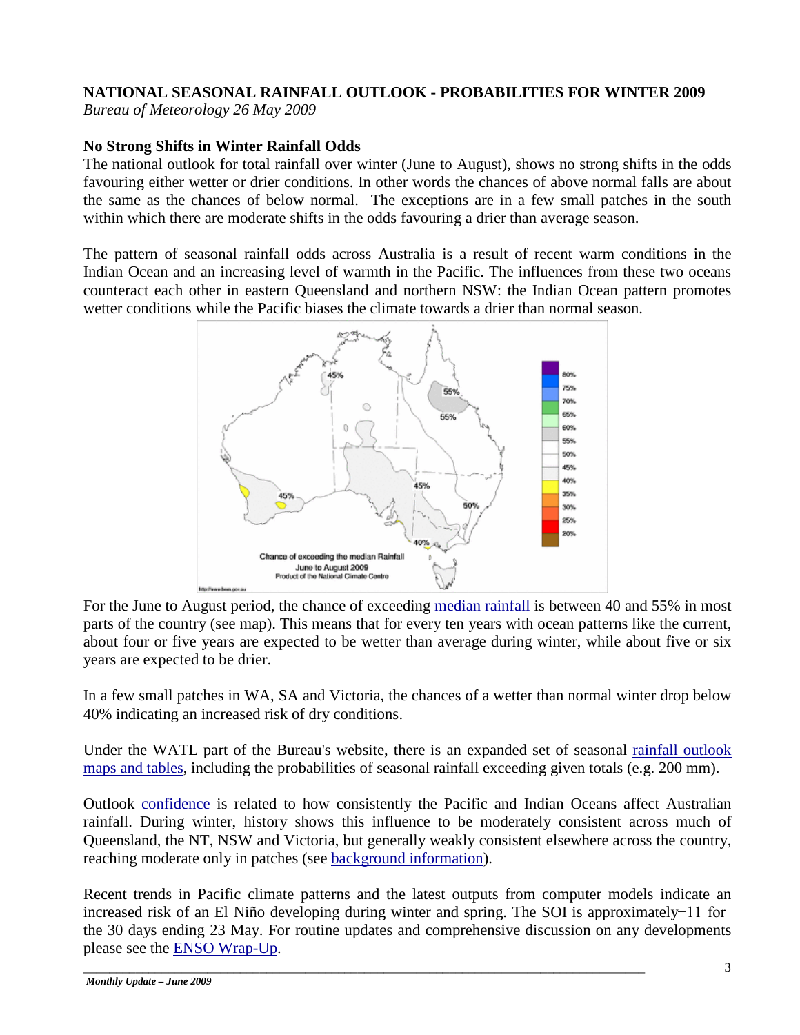## NATIONAL SEASONAL RAINFALL OUTLOOK - PROBABILITIES FOR WINTER 2009

*Bureau of Meteorology 26 May 2009*

### No Strong Shifts in Winter Rainfall Odds

The national outlook for total rainfall over winter (June to August), shows no strong shifts in the odds favouring either wetter or drier conditions. In other words the chances of above normal falls are about the same as the chances of below normal. The exceptions are in a few small patches in the south within which there are moderate shifts in the odds favouring a drier than average season.

The pattern of seasonal rainfall odds across Australia is a result of recent warm conditions in the Indian Ocean and an increasing level of warmth in the Pacific. The influences from these two oceans counteract each other in eastern Queensland and northern NSW: the Indian Ocean pattern promotes wetter conditions while the Pacific biases the climate towards a drier than normal season.

For the June to August period, the chance of exceeding median rainfall is between 40 and 55% in most parts of the country (see map). This means that for every ten years with ocean patterns like the current, about four or five years are expected to be wetter than average during winter, while about five or six years are expected to be drier.

In a few small patches in WA, SA and Victoria, the chances of a wetter than normal winter drop below 40% indicating an increased risk of dry conditions.

Under the WATL part of the Bureau's website, there is an expanded set of seasonal rainfall outlook maps and tables, including the probabilities of seasonal rainfall exceeding given totals (e.g. 200 mm).

Outlook confidence is related to how consistently the Pacific and Indian Oceans affect Australian rainfall. During winter, history shows this influence to be moderately consistent across much of Queensland, the NT, NSW and Victoria, but generally weakly consistent elsewhere across the country, reaching moderate only in patches (see background information).

Recent trends in Pacific climate patterns and the latest outputs from computer models indicate an increased risk of an El Niño developing during winter and spring. The SOI is approximately −11 for the 30 days ending 23 May. For routine updates and comprehensive discussion on any developments please see the ENSO Wrap-Up.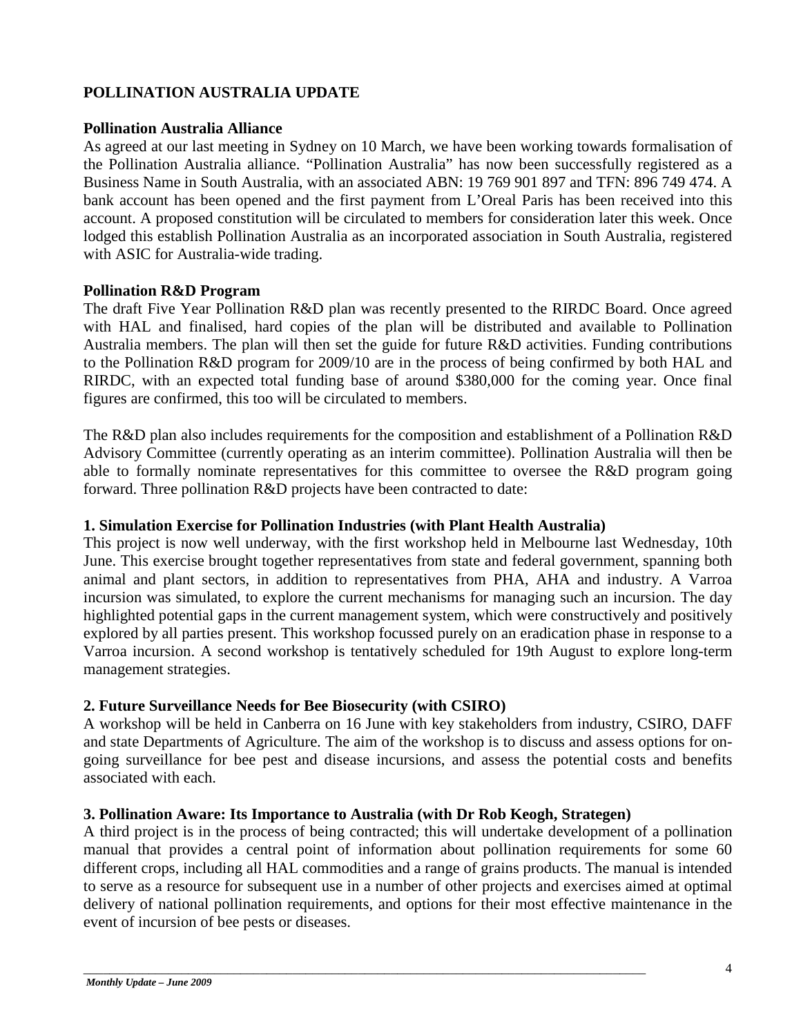## POLLINATION AUSTRALIA UPDATE

### Pollination Australia Alliance

As agreed at our last meeting in Sydney on 10 March, we have been working towards formalisation of the Pollination Australia alliance. "Pollination Australia" has now been successfully registered as a Business Name in South Australia, with an associated ABN: 19 769 901 897 and TFN: 896 749 474. A bank account has been opened and the first payment from L'Oreal Paris has been received into this account. A proposed constitution will be circulated to members for consideration later this week. Once lodged this establish Pollination Australia as an incorporated association in South Australia, registered with ASIC for Australia-wide trading.

### Pollination R&D Program

The draft Five Year Pollination R&D plan was recently presented to the RIRDC Board. Once agreed with HAL and finalised, hard copies of the plan will be distributed and available to Pollination Australia members. The plan will then set the guide for future R&D activities. Funding contributions to the Pollination R&D program for 2009/10 are in the process of being confirmed by both HAL and RIRDC, with an expected total funding base of around $380,000 for the coming year. Once final figures are confirmed, this too will be circulated to members.

The R&D plan also includes requirements for the composition and establishment of a Pollination R&D Advisory Committee (currently operating as an interim committee). Pollination Australia will then be able to formally nominate representatives for this committee to oversee the R&D program going forward. Three pollination R&D projects have been contracted to date:

#### 1. Simulation Exercise for Pollination Industries (with Plant Health Australia)

This project is now well underway, with the first workshop held in Melbourne last Wednesday, 10th June. This exercise brought together representatives from state and federal government, spanning both animal and plant sectors, in addition to representatives from PHA, AHA and industry. A Varroa incursion was simulated, to explore the current mechanisms for managing such an incursion. The day highlighted potential gaps in the current management system, which were constructively and positively explored by all parties present. This workshop focussed purely on an eradication phase in response to a Varroa incursion. A second workshop is tentatively scheduled for 19th August to explore long-term management strategies.

#### 2. Future Surveillance Needs for Bee Biosecurity (with CSIRO)

A workshop will be held in Canberra on 16 June with key stakeholders from industry, CSIRO, DAFF and state Departments of Agriculture. The aim of the workshop is to discuss and assess options for on-going surveillance for bee pest and disease incursions, and assess the potential costs and benefits associated with each.

#### 3. Pollination Aware: Its Importance to Australia (with Dr Rob Keogh, Strategen)

A third project is in the process of being contracted; this will undertake development of a pollination manual that provides a central point of information about pollination requirements for some 60 different crops, including all HAL commodities and a range of grains products. The manual is intended to serve as a resource for subsequent use in a number of other projects and exercises aimed at optimal delivery of national pollination requirements, and options for their most effective maintenance in the event of incursion of bee pests or diseases.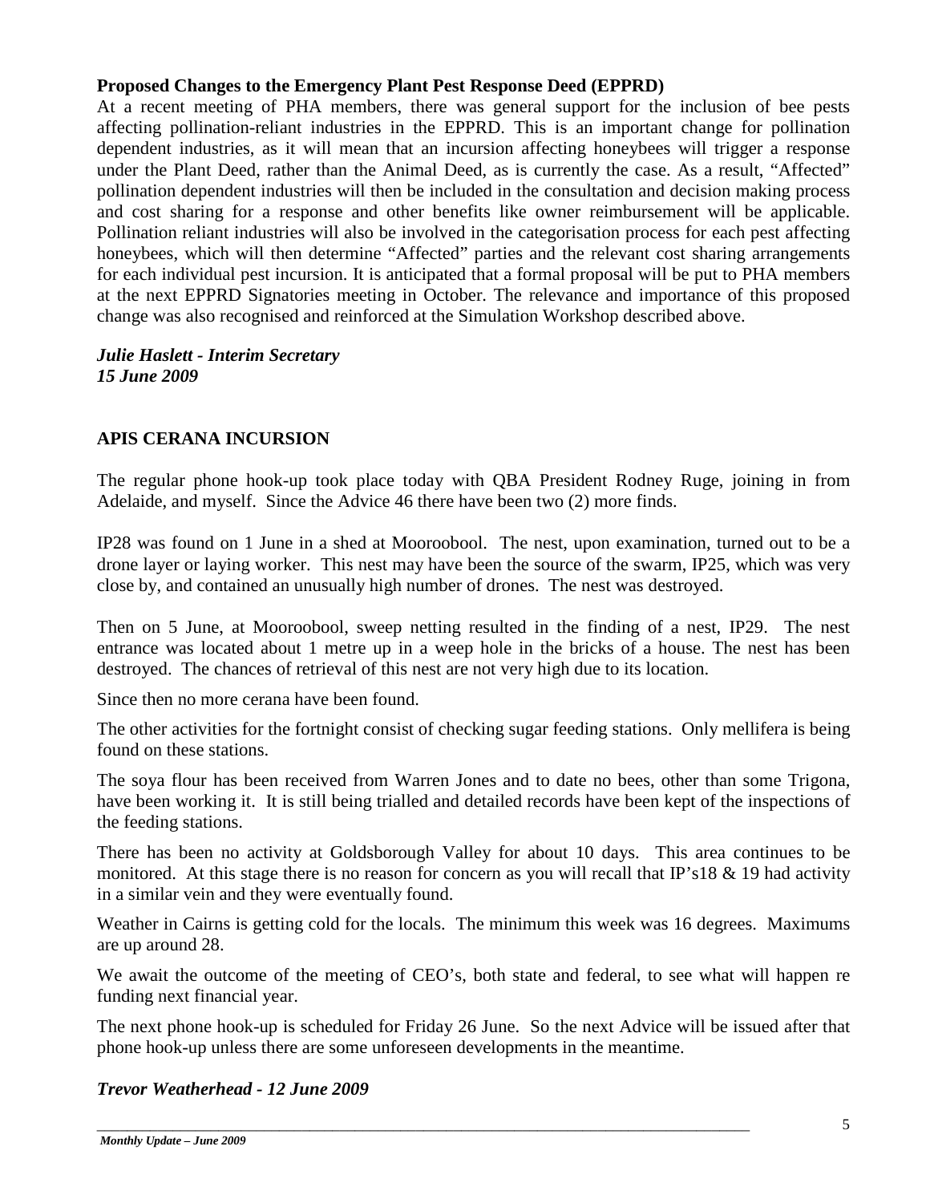**Proposed Changes to the Emergency Plant Pest Response Deed (EPPRD)**

At a recent meeting of PHA members, there was general support for the inclusion of bee pests affecting pollination-reliant industries in the EPPRD. This is an important change for pollination dependent industries, as it will mean that an incursion affecting honeybees will trigger a response under the Plant Deed, rather than the Animal Deed, as is currently the case. As a result, "Affected" pollination dependent industries will then be included in the consultation and decision making process and cost sharing for a response and other benefits like owner reimbursement will be applicable. Pollination reliant industries will also be involved in the categorisation process for each pest affecting honeybees, which will then determine "Affected" parties and the relevant cost sharing arrangements for each individual pest incursion. It is anticipated that a formal proposal will be put to PHA members at the next EPPRD Signatories meeting in October. The relevance and importance of this proposed change was also recognised and reinforced at the Simulation Workshop described above.

***Julie Haslett - Interim Secretary***
***15 June 2009***

## APIS CERANA INCURSION

The regular phone hook-up took place today with QBA President Rodney Ruge, joining in from Adelaide, and myself. Since the Advice 46 there have been two (2) more finds.

IP28 was found on 1 June in a shed at Mooroobool. The nest, upon examination, turned out to be a drone layer or laying worker. This nest may have been the source of the swarm, IP25, which was very close by, and contained an unusually high number of drones. The nest was destroyed.

Then on 5 June, at Mooroobool, sweep netting resulted in the finding of a nest, IP29. The nest entrance was located about 1 metre up in a weep hole in the bricks of a house. The nest has been destroyed. The chances of retrieval of this nest are not very high due to its location.

Since then no more cerana have been found.

The other activities for the fortnight consist of checking sugar feeding stations. Only mellifera is being found on these stations.

The soya flour has been received from Warren Jones and to date no bees, other than some Trigona, have been working it. It is still being trialled and detailed records have been kept of the inspections of the feeding stations.

There has been no activity at Goldsborough Valley for about 10 days. This area continues to be monitored. At this stage there is no reason for concern as you will recall that IP's18 & 19 had activity in a similar vein and they were eventually found.

Weather in Cairns is getting cold for the locals. The minimum this week was 16 degrees. Maximums are up around 28.

We await the outcome of the meeting of CEO's, both state and federal, to see what will happen re funding next financial year.

The next phone hook-up is scheduled for Friday 26 June. So the next Advice will be issued after that phone hook-up unless there are some unforeseen developments in the meantime.

***Trevor Weatherhead - 12 June 2009***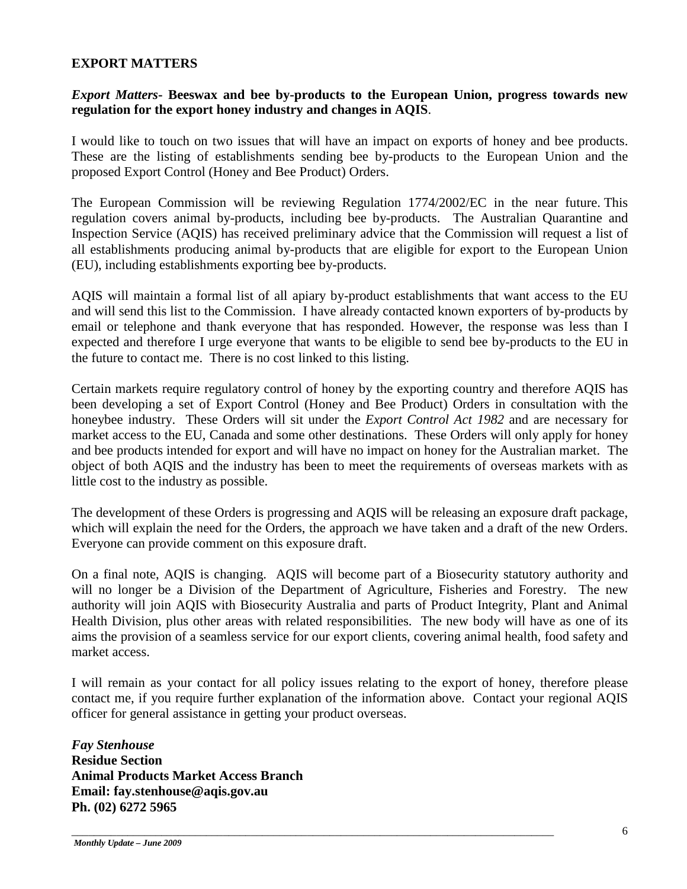## EXPORT MATTERS

***Export Matters*- Beeswax and bee by-products to the European Union, progress towards new regulation for the export honey industry and changes in AQIS**.

I would like to touch on two issues that will have an impact on exports of honey and bee products. These are the listing of establishments sending bee by-products to the European Union and the proposed Export Control (Honey and Bee Product) Orders.

The European Commission will be reviewing Regulation 1774/2002/EC in the near future. This regulation covers animal by-products, including bee by-products. The Australian Quarantine and Inspection Service (AQIS) has received preliminary advice that the Commission will request a list of all establishments producing animal by-products that are eligible for export to the European Union (EU), including establishments exporting bee by-products.

AQIS will maintain a formal list of all apiary by-product establishments that want access to the EU and will send this list to the Commission. I have already contacted known exporters of by-products by email or telephone and thank everyone that has responded. However, the response was less than I expected and therefore I urge everyone that wants to be eligible to send bee by-products to the EU in the future to contact me. There is no cost linked to this listing.

Certain markets require regulatory control of honey by the exporting country and therefore AQIS has been developing a set of Export Control (Honey and Bee Product) Orders in consultation with the honeybee industry. These Orders will sit under the *Export Control Act 1982* and are necessary for market access to the EU, Canada and some other destinations. These Orders will only apply for honey and bee products intended for export and will have no impact on honey for the Australian market. The object of both AQIS and the industry has been to meet the requirements of overseas markets with as little cost to the industry as possible.

The development of these Orders is progressing and AQIS will be releasing an exposure draft package, which will explain the need for the Orders, the approach we have taken and a draft of the new Orders. Everyone can provide comment on this exposure draft.

On a final note, AQIS is changing. AQIS will become part of a Biosecurity statutory authority and will no longer be a Division of the Department of Agriculture, Fisheries and Forestry. The new authority will join AQIS with Biosecurity Australia and parts of Product Integrity, Plant and Animal Health Division, plus other areas with related responsibilities. The new body will have as one of its aims the provision of a seamless service for our export clients, covering animal health, food safety and market access.

I will remain as your contact for all policy issues relating to the export of honey, therefore please contact me, if you require further explanation of the information above. Contact your regional AQIS officer for general assistance in getting your product overseas.

***Fay Stenhouse***
**Residue Section**
**Animal Products Market Access Branch**
**Email: fay.stenhouse@aqis.gov.au**
**Ph. (02) 6272 5965**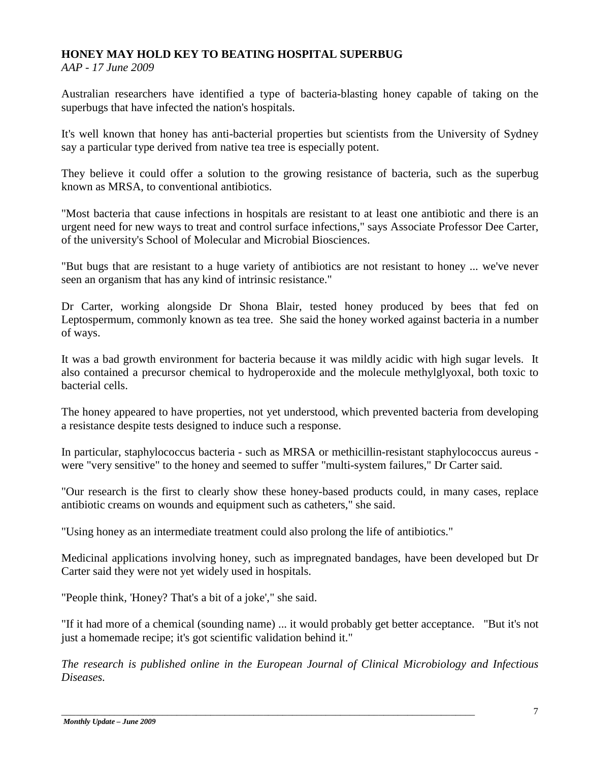**HONEY MAY HOLD KEY TO BEATING HOSPITAL SUPERBUG**

*AAP - 17 June 2009*

Australian researchers have identified a type of bacteria-blasting honey capable of taking on the superbugs that have infected the nation's hospitals.

It's well known that honey has anti-bacterial properties but scientists from the University of Sydney say a particular type derived from native tea tree is especially potent.

They believe it could offer a solution to the growing resistance of bacteria, such as the superbug known as MRSA, to conventional antibiotics.

"Most bacteria that cause infections in hospitals are resistant to at least one antibiotic and there is an urgent need for new ways to treat and control surface infections," says Associate Professor Dee Carter, of the university's School of Molecular and Microbial Biosciences.

"But bugs that are resistant to a huge variety of antibiotics are not resistant to honey ... we've never seen an organism that has any kind of intrinsic resistance."

Dr Carter, working alongside Dr Shona Blair, tested honey produced by bees that fed on Leptospermum, commonly known as tea tree. She said the honey worked against bacteria in a number of ways.

It was a bad growth environment for bacteria because it was mildly acidic with high sugar levels. It also contained a precursor chemical to hydroperoxide and the molecule methylglyoxal, both toxic to bacterial cells.

The honey appeared to have properties, not yet understood, which prevented bacteria from developing a resistance despite tests designed to induce such a response.

In particular, staphylococcus bacteria - such as MRSA or methicillin-resistant staphylococcus aureus - were "very sensitive" to the honey and seemed to suffer "multi-system failures," Dr Carter said.

"Our research is the first to clearly show these honey-based products could, in many cases, replace antibiotic creams on wounds and equipment such as catheters," she said.

"Using honey as an intermediate treatment could also prolong the life of antibiotics."

Medicinal applications involving honey, such as impregnated bandages, have been developed but Dr Carter said they were not yet widely used in hospitals.

"People think, 'Honey? That's a bit of a joke'," she said.

"If it had more of a chemical (sounding name) ... it would probably get better acceptance. "But it's not just a homemade recipe; it's got scientific validation behind it."

*The research is published online in the European Journal of Clinical Microbiology and Infectious Diseases.*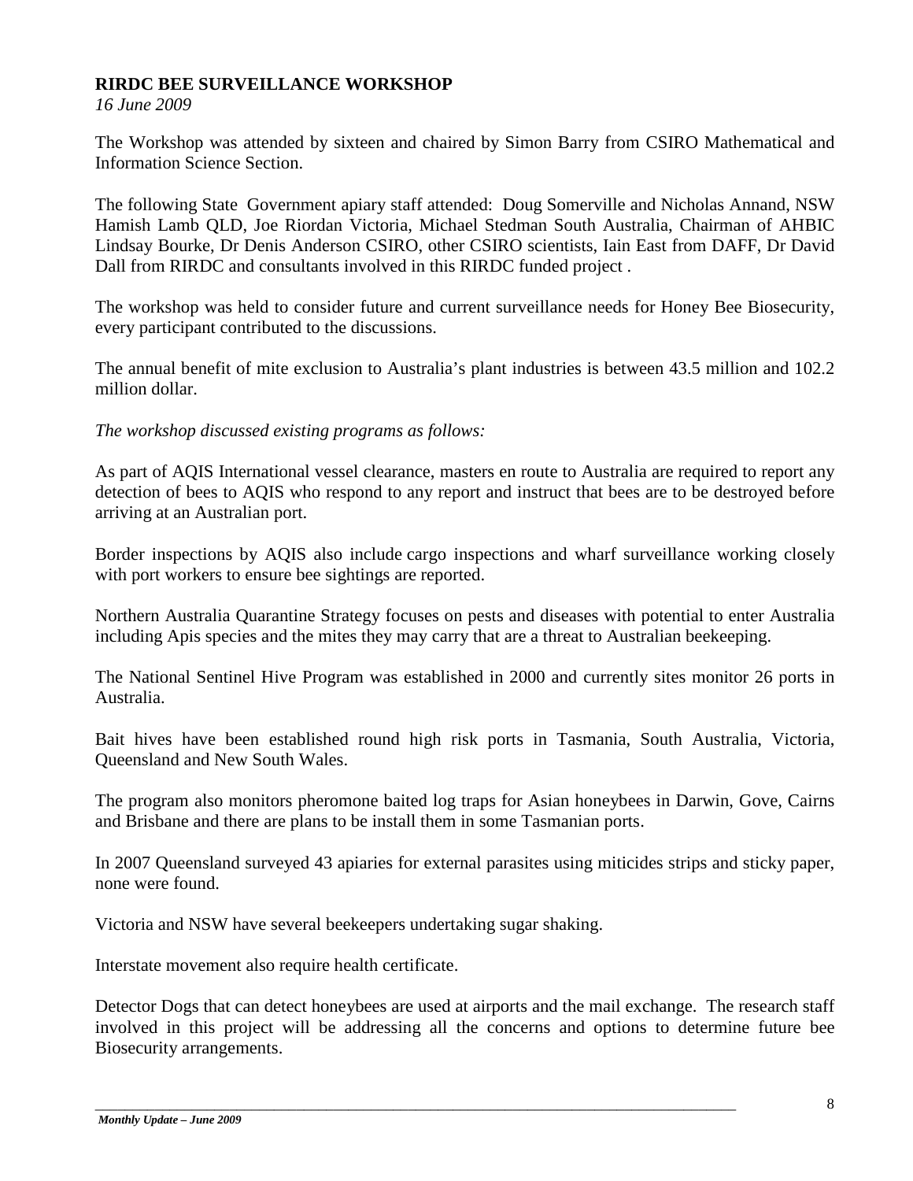**RIRDC BEE SURVEILLANCE WORKSHOP**

*16 June 2009*

The Workshop was attended by sixteen and chaired by Simon Barry from CSIRO Mathematical and Information Science Section.

The following State Government apiary staff attended: Doug Somerville and Nicholas Annand, NSW Hamish Lamb QLD, Joe Riordan Victoria, Michael Stedman South Australia, Chairman of AHBIC Lindsay Bourke, Dr Denis Anderson CSIRO, other CSIRO scientists, Iain East from DAFF, Dr David Dall from RIRDC and consultants involved in this RIRDC funded project .

The workshop was held to consider future and current surveillance needs for Honey Bee Biosecurity, every participant contributed to the discussions.

The annual benefit of mite exclusion to Australia's plant industries is between 43.5 million and 102.2 million dollar.

*The workshop discussed existing programs as follows:*

As part of AQIS International vessel clearance, masters en route to Australia are required to report any detection of bees to AQIS who respond to any report and instruct that bees are to be destroyed before arriving at an Australian port.

Border inspections by AQIS also include cargo inspections and wharf surveillance working closely with port workers to ensure bee sightings are reported.

Northern Australia Quarantine Strategy focuses on pests and diseases with potential to enter Australia including Apis species and the mites they may carry that are a threat to Australian beekeeping.

The National Sentinel Hive Program was established in 2000 and currently sites monitor 26 ports in Australia.

Bait hives have been established round high risk ports in Tasmania, South Australia, Victoria, Queensland and New South Wales.

The program also monitors pheromone baited log traps for Asian honeybees in Darwin, Gove, Cairns and Brisbane and there are plans to be install them in some Tasmanian ports.

In 2007 Queensland surveyed 43 apiaries for external parasites using miticides strips and sticky paper, none were found.

Victoria and NSW have several beekeepers undertaking sugar shaking.

Interstate movement also require health certificate.

Detector Dogs that can detect honeybees are used at airports and the mail exchange. The research staff involved in this project will be addressing all the concerns and options to determine future bee Biosecurity arrangements.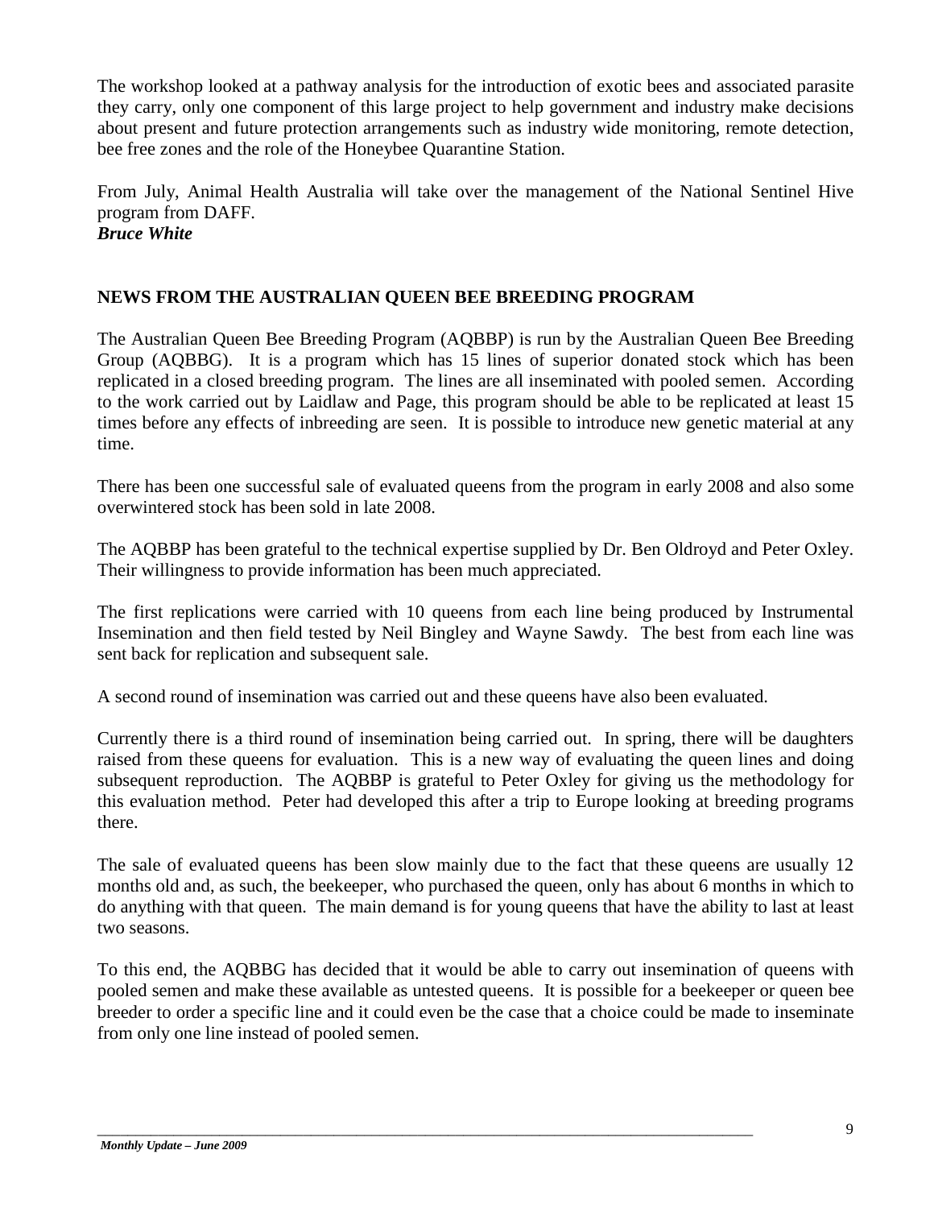The workshop looked at a pathway analysis for the introduction of exotic bees and associated parasite they carry, only one component of this large project to help government and industry make decisions about present and future protection arrangements such as industry wide monitoring, remote detection, bee free zones and the role of the Honeybee Quarantine Station.

From July, Animal Health Australia will take over the management of the National Sentinel Hive program from DAFF.
***Bruce White***

## NEWS FROM THE AUSTRALIAN QUEEN BEE BREEDING PROGRAM

The Australian Queen Bee Breeding Program (AQBBP) is run by the Australian Queen Bee Breeding Group (AQBBG). It is a program which has 15 lines of superior donated stock which has been replicated in a closed breeding program. The lines are all inseminated with pooled semen. According to the work carried out by Laidlaw and Page, this program should be able to be replicated at least 15 times before any effects of inbreeding are seen. It is possible to introduce new genetic material at any time.

There has been one successful sale of evaluated queens from the program in early 2008 and also some overwintered stock has been sold in late 2008.

The AQBBP has been grateful to the technical expertise supplied by Dr. Ben Oldroyd and Peter Oxley. Their willingness to provide information has been much appreciated.

The first replications were carried with 10 queens from each line being produced by Instrumental Insemination and then field tested by Neil Bingley and Wayne Sawdy. The best from each line was sent back for replication and subsequent sale.

A second round of insemination was carried out and these queens have also been evaluated.

Currently there is a third round of insemination being carried out. In spring, there will be daughters raised from these queens for evaluation. This is a new way of evaluating the queen lines and doing subsequent reproduction. The AQBBP is grateful to Peter Oxley for giving us the methodology for this evaluation method. Peter had developed this after a trip to Europe looking at breeding programs there.

The sale of evaluated queens has been slow mainly due to the fact that these queens are usually 12 months old and, as such, the beekeeper, who purchased the queen, only has about 6 months in which to do anything with that queen. The main demand is for young queens that have the ability to last at least two seasons.

To this end, the AQBBG has decided that it would be able to carry out insemination of queens with pooled semen and make these available as untested queens. It is possible for a beekeeper or queen bee breeder to order a specific line and it could even be the case that a choice could be made to inseminate from only one line instead of pooled semen.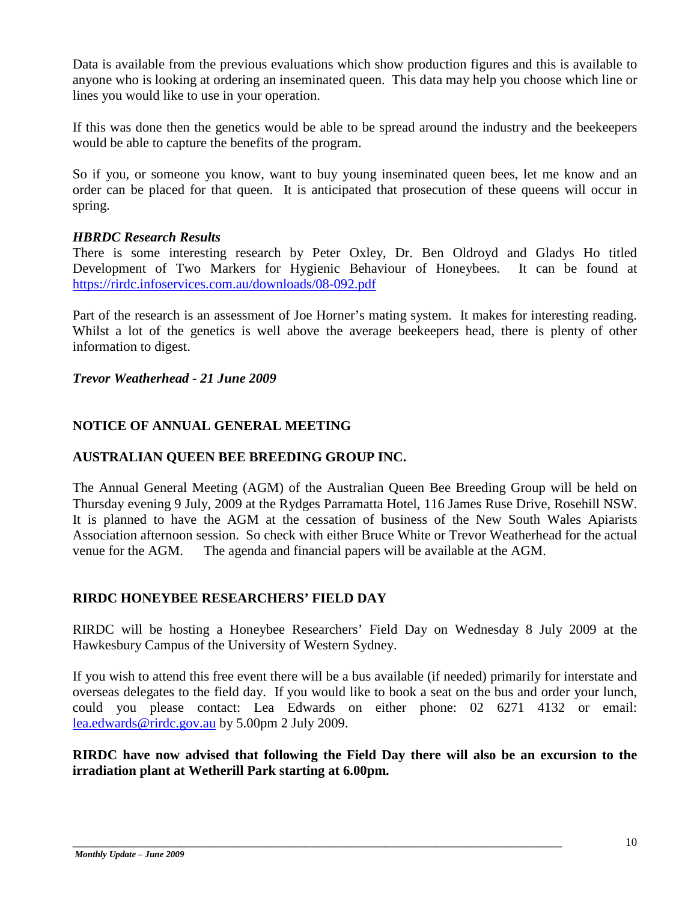Data is available from the previous evaluations which show production figures and this is available to anyone who is looking at ordering an inseminated queen. This data may help you choose which line or lines you would like to use in your operation.

If this was done then the genetics would be able to be spread around the industry and the beekeepers would be able to capture the benefits of the program.

So if you, or someone you know, want to buy young inseminated queen bees, let me know and an order can be placed for that queen. It is anticipated that prosecution of these queens will occur in spring.

### *HBRDC Research Results*

There is some interesting research by Peter Oxley, Dr. Ben Oldroyd and Gladys Ho titled Development of Two Markers for Hygienic Behaviour of Honeybees. It can be found at https://rirdc.infoservices.com.au/downloads/08-092.pdf

Part of the research is an assessment of Joe Horner's mating system. It makes for interesting reading. Whilst a lot of the genetics is well above the average beekeepers head, there is plenty of other information to digest.

***Trevor Weatherhead - 21 June 2009***

## NOTICE OF ANNUAL GENERAL MEETING

## AUSTRALIAN QUEEN BEE BREEDING GROUP INC.

The Annual General Meeting (AGM) of the Australian Queen Bee Breeding Group will be held on Thursday evening 9 July, 2009 at the Rydges Parramatta Hotel, 116 James Ruse Drive, Rosehill NSW. It is planned to have the AGM at the cessation of business of the New South Wales Apiarists Association afternoon session. So check with either Bruce White or Trevor Weatherhead for the actual venue for the AGM. The agenda and financial papers will be available at the AGM.

## RIRDC HONEYBEE RESEARCHERS' FIELD DAY

RIRDC will be hosting a Honeybee Researchers' Field Day on Wednesday 8 July 2009 at the Hawkesbury Campus of the University of Western Sydney.

If you wish to attend this free event there will be a bus available (if needed) primarily for interstate and overseas delegates to the field day. If you would like to book a seat on the bus and order your lunch, could you please contact: Lea Edwards on either phone: 02 6271 4132 or email: lea.edwards@rirdc.gov.au by 5.00pm 2 July 2009.

**RIRDC have now advised that following the Field Day there will also be an excursion to the irradiation plant at Wetherill Park starting at 6.00pm.**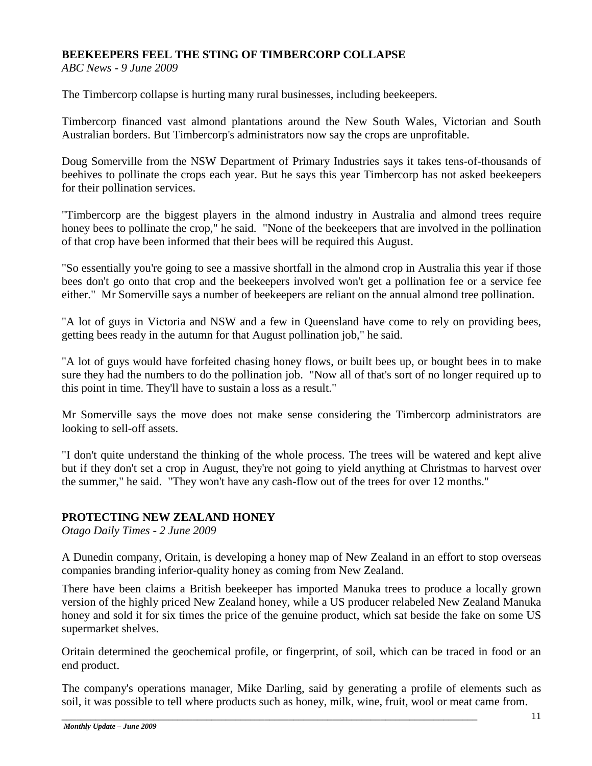## BEEKEEPERS FEEL THE STING OF TIMBERCORP COLLAPSE

*ABC News - 9 June 2009*

The Timbercorp collapse is hurting many rural businesses, including beekeepers.

Timbercorp financed vast almond plantations around the New South Wales, Victorian and South Australian borders. But Timbercorp's administrators now say the crops are unprofitable.

Doug Somerville from the NSW Department of Primary Industries says it takes tens-of-thousands of beehives to pollinate the crops each year. But he says this year Timbercorp has not asked beekeepers for their pollination services.

"Timbercorp are the biggest players in the almond industry in Australia and almond trees require honey bees to pollinate the crop," he said. "None of the beekeepers that are involved in the pollination of that crop have been informed that their bees will be required this August.

"So essentially you're going to see a massive shortfall in the almond crop in Australia this year if those bees don't go onto that crop and the beekeepers involved won't get a pollination fee or a service fee either." Mr Somerville says a number of beekeepers are reliant on the annual almond tree pollination.

"A lot of guys in Victoria and NSW and a few in Queensland have come to rely on providing bees, getting bees ready in the autumn for that August pollination job," he said.

"A lot of guys would have forfeited chasing honey flows, or built bees up, or bought bees in to make sure they had the numbers to do the pollination job. "Now all of that's sort of no longer required up to this point in time. They'll have to sustain a loss as a result."

Mr Somerville says the move does not make sense considering the Timbercorp administrators are looking to sell-off assets.

"I don't quite understand the thinking of the whole process. The trees will be watered and kept alive but if they don't set a crop in August, they're not going to yield anything at Christmas to harvest over the summer," he said. "They won't have any cash-flow out of the trees for over 12 months."

## PROTECTING NEW ZEALAND HONEY

*Otago Daily Times - 2 June 2009*

A Dunedin company, Oritain, is developing a honey map of New Zealand in an effort to stop overseas companies branding inferior-quality honey as coming from New Zealand.

There have been claims a British beekeeper has imported Manuka trees to produce a locally grown version of the highly priced New Zealand honey, while a US producer relabeled New Zealand Manuka honey and sold it for six times the price of the genuine product, which sat beside the fake on some US supermarket shelves.

Oritain determined the geochemical profile, or fingerprint, of soil, which can be traced in food or an end product.

The company's operations manager, Mike Darling, said by generating a profile of elements such as soil, it was possible to tell where products such as honey, milk, wine, fruit, wool or meat came from.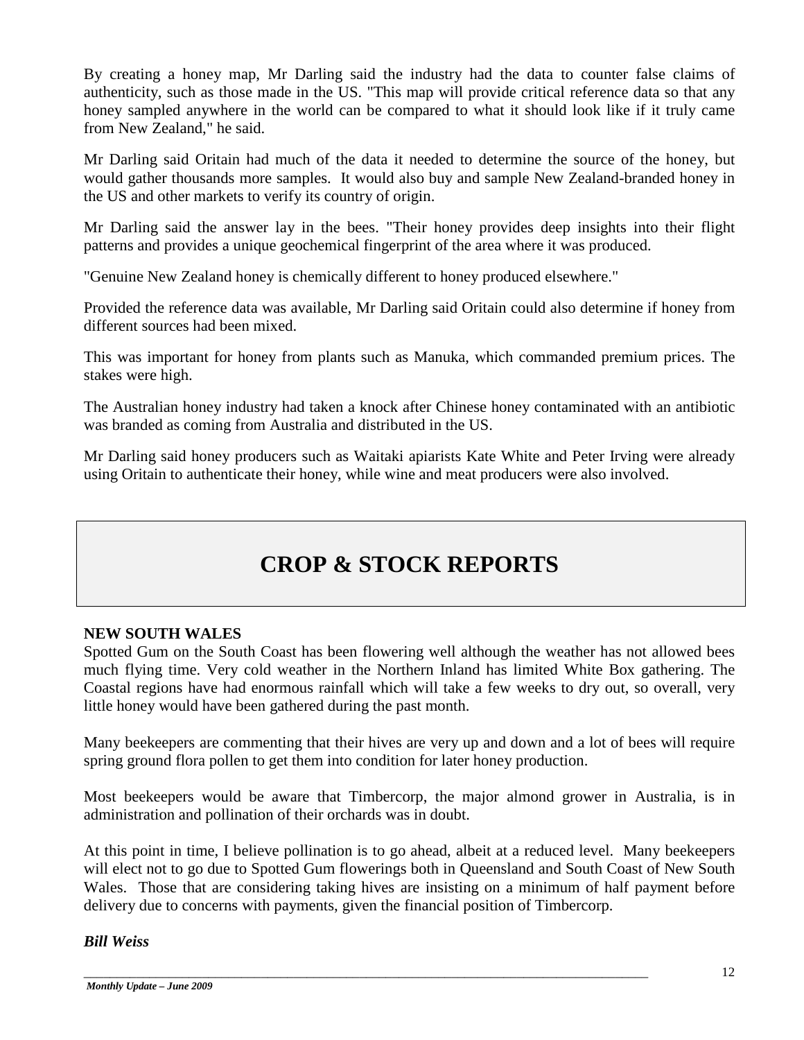By creating a honey map, Mr Darling said the industry had the data to counter false claims of authenticity, such as those made in the US. "This map will provide critical reference data so that any honey sampled anywhere in the world can be compared to what it should look like if it truly came from New Zealand," he said.

Mr Darling said Oritain had much of the data it needed to determine the source of the honey, but would gather thousands more samples. It would also buy and sample New Zealand-branded honey in the US and other markets to verify its country of origin.

Mr Darling said the answer lay in the bees. "Their honey provides deep insights into their flight patterns and provides a unique geochemical fingerprint of the area where it was produced.

"Genuine New Zealand honey is chemically different to honey produced elsewhere."

Provided the reference data was available, Mr Darling said Oritain could also determine if honey from different sources had been mixed.

This was important for honey from plants such as Manuka, which commanded premium prices. The stakes were high.

The Australian honey industry had taken a knock after Chinese honey contaminated with an antibiotic was branded as coming from Australia and distributed in the US.

Mr Darling said honey producers such as Waitaki apiarists Kate White and Peter Irving were already using Oritain to authenticate their honey, while wine and meat producers were also involved.

# CROP & STOCK REPORTS

**NEW SOUTH WALES**

Spotted Gum on the South Coast has been flowering well although the weather has not allowed bees much flying time. Very cold weather in the Northern Inland has limited White Box gathering. The Coastal regions have had enormous rainfall which will take a few weeks to dry out, so overall, very little honey would have been gathered during the past month.

Many beekeepers are commenting that their hives are very up and down and a lot of bees will require spring ground flora pollen to get them into condition for later honey production.

Most beekeepers would be aware that Timbercorp, the major almond grower in Australia, is in administration and pollination of their orchards was in doubt.

At this point in time, I believe pollination is to go ahead, albeit at a reduced level. Many beekeepers will elect not to go due to Spotted Gum flowerings both in Queensland and South Coast of New South Wales. Those that are considering taking hives are insisting on a minimum of half payment before delivery due to concerns with payments, given the financial position of Timbercorp.

***Bill Weiss***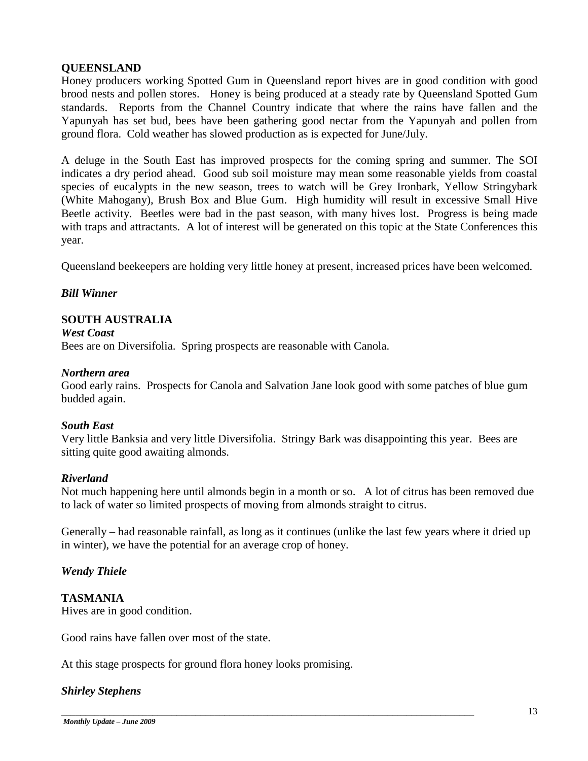## QUEENSLAND

Honey producers working Spotted Gum in Queensland report hives are in good condition with good brood nests and pollen stores. Honey is being produced at a steady rate by Queensland Spotted Gum standards. Reports from the Channel Country indicate that where the rains have fallen and the Yapunyah has set bud, bees have been gathering good nectar from the Yapunyah and pollen from ground flora. Cold weather has slowed production as is expected for June/July.

A deluge in the South East has improved prospects for the coming spring and summer. The SOI indicates a dry period ahead. Good sub soil moisture may mean some reasonable yields from coastal species of eucalypts in the new season, trees to watch will be Grey Ironbark, Yellow Stringybark (White Mahogany), Brush Box and Blue Gum. High humidity will result in excessive Small Hive Beetle activity. Beetles were bad in the past season, with many hives lost. Progress is being made with traps and attractants. A lot of interest will be generated on this topic at the State Conferences this year.

Queensland beekeepers are holding very little honey at present, increased prices have been welcomed.

***Bill Winner***

## SOUTH AUSTRALIA

***West Coast***

Bees are on Diversifolia. Spring prospects are reasonable with Canola.

***Northern area***

Good early rains. Prospects for Canola and Salvation Jane look good with some patches of blue gum budded again.

***South East***

Very little Banksia and very little Diversifolia. Stringy Bark was disappointing this year. Bees are sitting quite good awaiting almonds.

***Riverland***

Not much happening here until almonds begin in a month or so. A lot of citrus has been removed due to lack of water so limited prospects of moving from almonds straight to citrus.

Generally – had reasonable rainfall, as long as it continues (unlike the last few years where it dried up in winter), we have the potential for an average crop of honey.

***Wendy Thiele***

## TASMANIA

Hives are in good condition.

Good rains have fallen over most of the state.

At this stage prospects for ground flora honey looks promising.

***Shirley Stephens***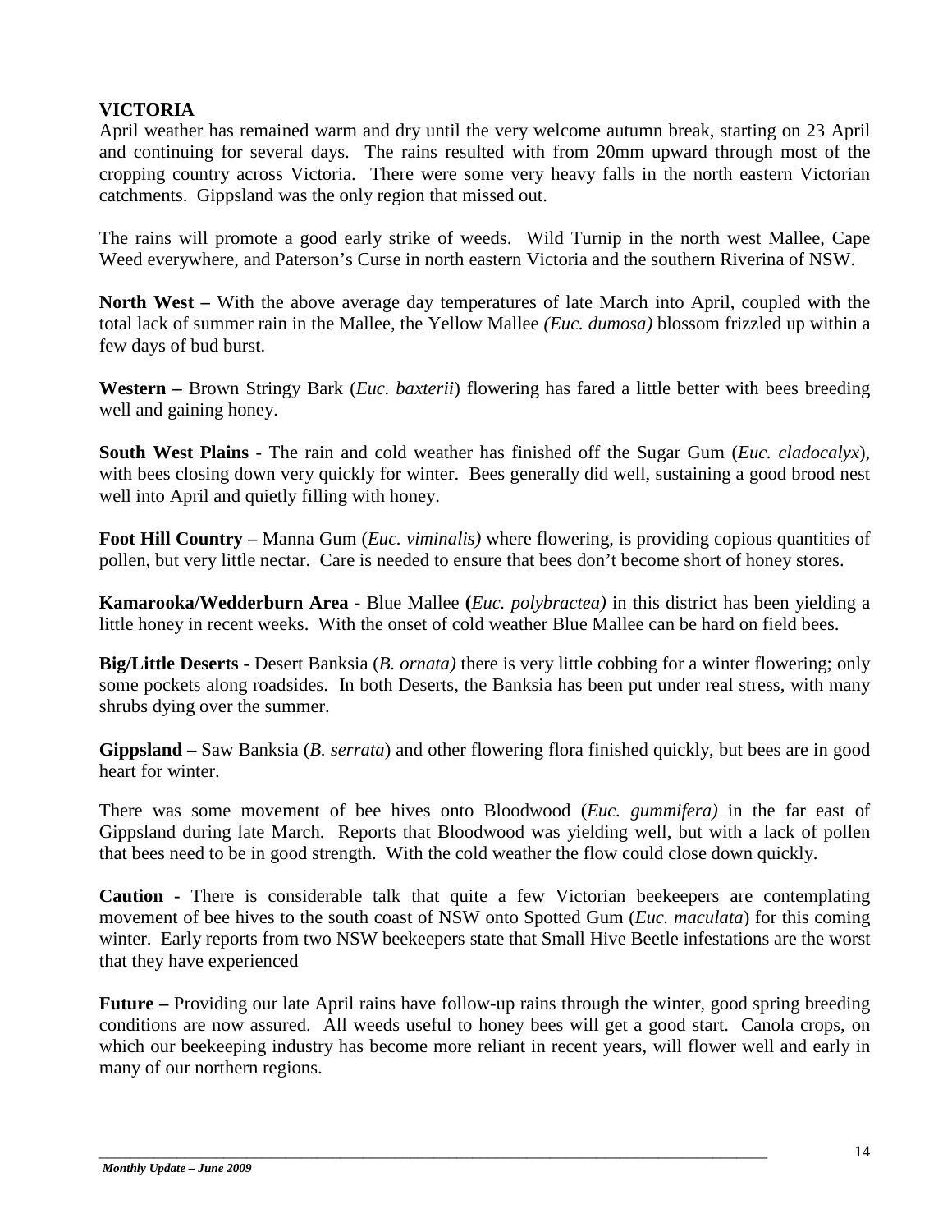## VICTORIA

April weather has remained warm and dry until the very welcome autumn break, starting on 23 April and continuing for several days. The rains resulted with from 20mm upward through most of the cropping country across Victoria. There were some very heavy falls in the north eastern Victorian catchments. Gippsland was the only region that missed out.

The rains will promote a good early strike of weeds. Wild Turnip in the north west Mallee, Cape Weed everywhere, and Paterson's Curse in north eastern Victoria and the southern Riverina of NSW.

**North West –** With the above average day temperatures of late March into April, coupled with the total lack of summer rain in the Mallee, the Yellow Mallee *(Euc. dumosa)* blossom frizzled up within a few days of bud burst.

**Western –** Brown Stringy Bark (*Euc. baxterii*) flowering has fared a little better with bees breeding well and gaining honey.

**South West Plains -** The rain and cold weather has finished off the Sugar Gum (*Euc. cladocalyx*), with bees closing down very quickly for winter. Bees generally did well, sustaining a good brood nest well into April and quietly filling with honey.

**Foot Hill Country –** Manna Gum (*Euc. viminalis)* where flowering, is providing copious quantities of pollen, but very little nectar. Care is needed to ensure that bees don't become short of honey stores.

**Kamarooka/Wedderburn Area -** Blue Mallee **(***Euc. polybractea)* in this district has been yielding a little honey in recent weeks. With the onset of cold weather Blue Mallee can be hard on field bees.

**Big/Little Deserts -** Desert Banksia (*B. ornata)* there is very little cobbing for a winter flowering; only some pockets along roadsides. In both Deserts, the Banksia has been put under real stress, with many shrubs dying over the summer.

**Gippsland –** Saw Banksia (*B. serrata*) and other flowering flora finished quickly, but bees are in good heart for winter.

There was some movement of bee hives onto Bloodwood (*Euc. gummifera)* in the far east of Gippsland during late March. Reports that Bloodwood was yielding well, but with a lack of pollen that bees need to be in good strength. With the cold weather the flow could close down quickly.

**Caution -** There is considerable talk that quite a few Victorian beekeepers are contemplating movement of bee hives to the south coast of NSW onto Spotted Gum (*Euc. maculata*) for this coming winter. Early reports from two NSW beekeepers state that Small Hive Beetle infestations are the worst that they have experienced

**Future –** Providing our late April rains have follow-up rains through the winter, good spring breeding conditions are now assured. All weeds useful to honey bees will get a good start. Canola crops, on which our beekeeping industry has become more reliant in recent years, will flower well and early in many of our northern regions.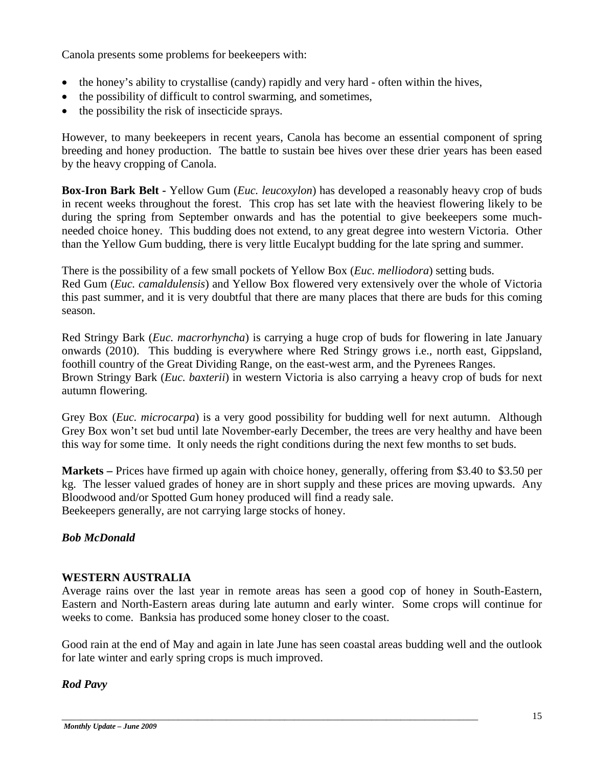Canola presents some problems for beekeepers with:

- the honey's ability to crystallise (candy) rapidly and very hard - often within the hives,
- the possibility of difficult to control swarming, and sometimes,
- the possibility the risk of insecticide sprays.

However, to many beekeepers in recent years, Canola has become an essential component of spring breeding and honey production. The battle to sustain bee hives over these drier years has been eased by the heavy cropping of Canola.

**Box-Iron Bark Belt -** Yellow Gum (*Euc. leucoxylon*) has developed a reasonably heavy crop of buds in recent weeks throughout the forest. This crop has set late with the heaviest flowering likely to be during the spring from September onwards and has the potential to give beekeepers some much-needed choice honey. This budding does not extend, to any great degree into western Victoria. Other than the Yellow Gum budding, there is very little Eucalypt budding for the late spring and summer.

There is the possibility of a few small pockets of Yellow Box (*Euc. melliodora*) setting buds.
Red Gum (*Euc. camaldulensis*) and Yellow Box flowered very extensively over the whole of Victoria this past summer, and it is very doubtful that there are many places that there are buds for this coming season.

Red Stringy Bark (*Euc. macrorhyncha*) is carrying a huge crop of buds for flowering in late January onwards (2010). This budding is everywhere where Red Stringy grows i.e., north east, Gippsland, foothill country of the Great Dividing Range, on the east-west arm, and the Pyrenees Ranges.
Brown Stringy Bark (*Euc. baxterii*) in western Victoria is also carrying a heavy crop of buds for next autumn flowering.

Grey Box (*Euc. microcarpa*) is a very good possibility for budding well for next autumn. Although Grey Box won't set bud until late November-early December, the trees are very healthy and have been this way for some time. It only needs the right conditions during the next few months to set buds.

**Markets –** Prices have firmed up again with choice honey, generally, offering from $3.40 to $3.50 per kg. The lesser valued grades of honey are in short supply and these prices are moving upwards. Any Bloodwood and/or Spotted Gum honey produced will find a ready sale.
Beekeepers generally, are not carrying large stocks of honey.

***Bob McDonald***

## WESTERN AUSTRALIA

Average rains over the last year in remote areas has seen a good cop of honey in South-Eastern, Eastern and North-Eastern areas during late autumn and early winter. Some crops will continue for weeks to come. Banksia has produced some honey closer to the coast.

Good rain at the end of May and again in late June has seen coastal areas budding well and the outlook for late winter and early spring crops is much improved.

***Rod Pavy***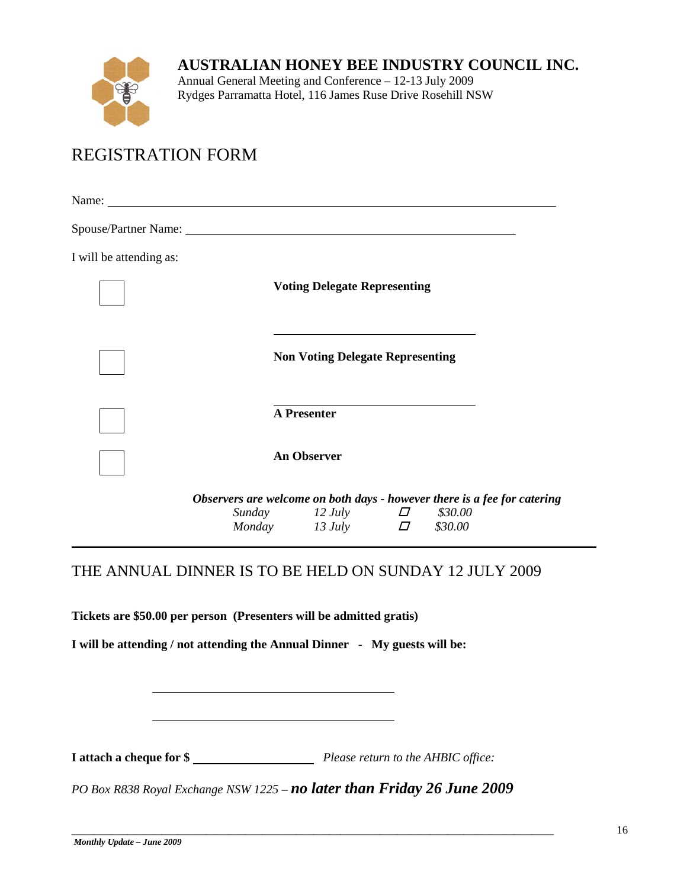**AUSTRALIAN HONEY BEE INDUSTRY COUNCIL INC.**

Annual General Meeting and Conference – 12-13 July 2009
Rydges Parramatta Hotel, 116 James Ruse Drive Rosehill NSW

# REGISTRATION FORM

Name: ____________________________________________

Spouse/Partner Name: ______________________________

I will be attending as:

☐ **Voting Delegate Representing**

______________________________

☐ **Non Voting Delegate Representing**

______________________________

☐ **A Presenter**

☐ **An Observer**

***Observers are welcome on both days - however there is a fee for catering***

| | | | |
|---|---|---|---|
| *Sunday* | *12 July* | ☐ | *$30.00* |
| *Monday* | *13 July* | ☐ | *$30.00* |

---

## THE ANNUAL DINNER IS TO BE HELD ON SUNDAY 12 JULY 2009

**Tickets are $50.00 per person (Presenters will be admitted gratis)**

**I will be attending / not attending the Annual Dinner - My guests will be:**

______________________________

______________________________

**I attach a cheque for $** ______________ *Please return to the AHBIC office:*

*PO Box R838 Royal Exchange NSW 1225 –* ***no later than Friday 26 June 2009***